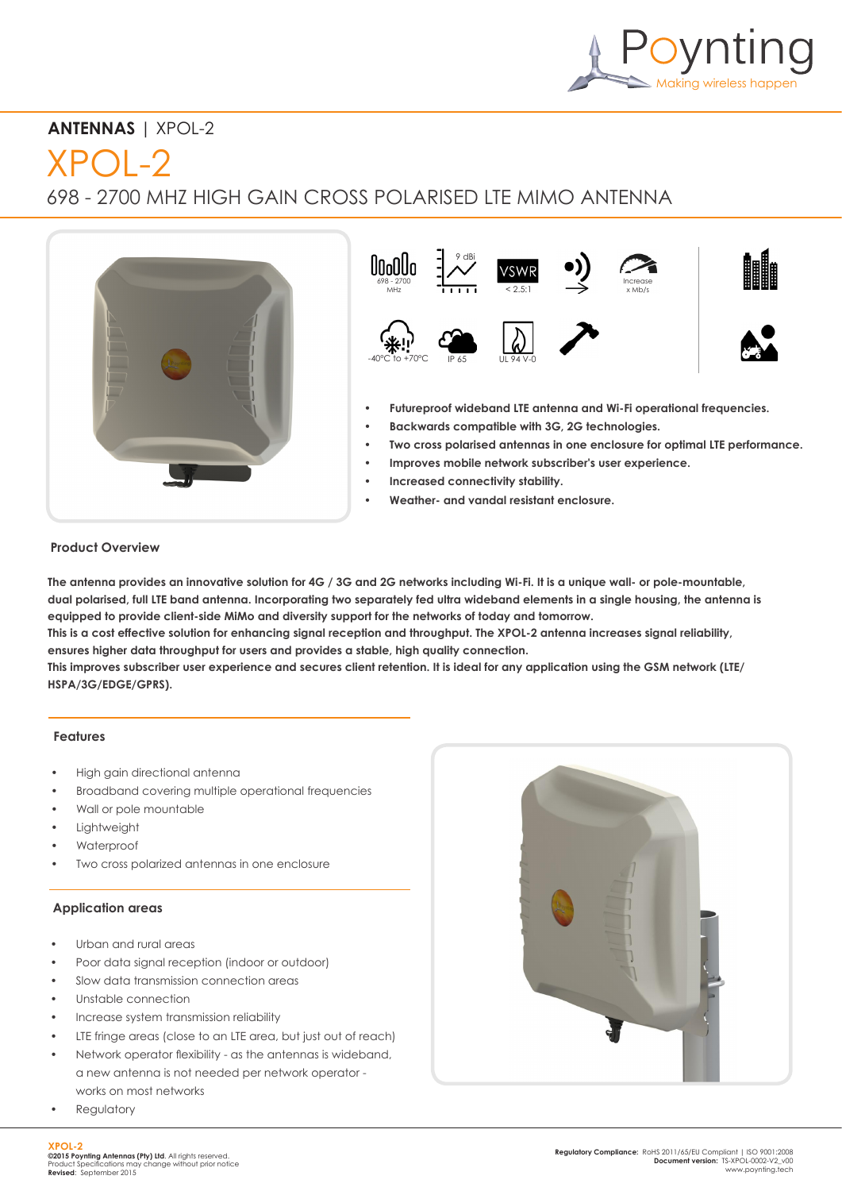**ANTENNAS** | XPOL-2

# XPOL-2

## 698 - 2700 MHZ HIGH GAIN CROSS POLARISED LTE MIMO ANTENNA

698 - 2700 MHz | 9 dBi | VSWR < 2.5:1 | Increase x Mb/s | -40°C to +70°C | IP 65 | UL 94 V-0

- **Futureproof wideband LTE antenna and Wi-Fi operational frequencies.**
- **Backwards compatible with 3G, 2G technologies.**
- **Two cross polarised antennas in one enclosure for optimal LTE performance.**
- **Improves mobile network subscriber's user experience.**
- **Increased connectivity stability.**
- **Weather- and vandal resistant enclosure.**

### Product Overview

**The antenna provides an innovative solution for 4G / 3G and 2G networks including Wi-Fi. It is a unique wall- or pole-mountable, dual polarised, full LTE band antenna. Incorporating two separately fed ultra wideband elements in a single housing, the antenna is equipped to provide client-side MiMo and diversity support for the networks of today and tomorrow.**
**This is a cost effective solution for enhancing signal reception and throughput. The XPOL-2 antenna increases signal reliability, ensures higher data throughput for users and provides a stable, high quality connection.**
**This improves subscriber user experience and secures client retention. It is ideal for any application using the GSM network (LTE/ HSPA/3G/EDGE/GPRS).**

### Features

- High gain directional antenna
- Broadband covering multiple operational frequencies
- Wall or pole mountable
- Lightweight
- Waterproof
- Two cross polarized antennas in one enclosure

### Application areas

- Urban and rural areas
- Poor data signal reception (indoor or outdoor)
- Slow data transmission connection areas
- Unstable connection
- Increase system transmission reliability
- LTE fringe areas (close to an LTE area, but just out of reach)
- Network operator flexibility - as the antennas is wideband, a new antenna is not needed per network operator - works on most networks
- Regulatory

XPOL-2
**©2015 Poynting Antennas (Pty) Ltd.** All rights reserved.
Product Specifications may change without prior notice
**Revised**: September 2015

**Regulatory Compliance:** RoHS 2011/65/EU Compliant | ISO 9001:2008
**Document version:** TS-XPOL-0002-V2_v00
www.poynting.tech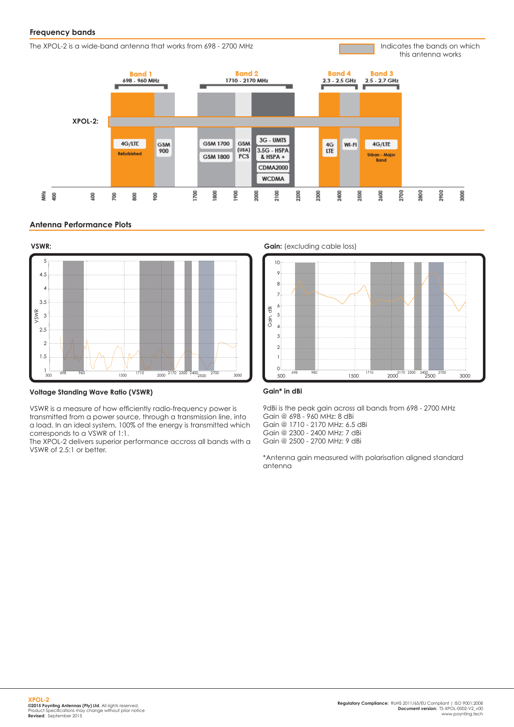## Frequency bands

The XPOL-2 is a wide-band antenna that works from 698 - 2700 MHz

Indicates the bands on which this antenna works

**Band 1** 698 - 960 MHz | **Band 2** 1710 - 2170 MHz | **Band 4** 2.3 - 2.5 GHz | **Band 3** 2.5 - 2.7 GHz

**XPOL-2:**

4G/LTE Refurbished | GSM 900 | GSM 1700 | GSM 1800 | GSM (USA) PCS | 3G - UMTS | 3.5G - HSPA & HSPA + | CDMA2000 | WCDMA | 4G LTE | WI-FI | 4G/LTE Urban - Major Band

## Antenna Performance Plots

**VSWR:**

**Gain:** (excluding cable loss)

### Voltage Standing Wave Ratio (VSWR)

VSWR is a measure of how efficiently radio-frequency power is transmitted from a power source, through a transmission line, into a load. In an ideal system, 100% of the energy is transmitted which corresponds to a VSWR of 1:1.
The XPOL-2 delivers superior performance accross all bands with a VSWR of 2.5:1 or better.

### Gain* in dBi

9dBi is the peak gain across all bands from 698 - 2700 MHz
Gain @ 698 - 960 MHz: 8 dBi
Gain @ 1710 - 2170 MHz: 6.5 dBi
Gain @ 2300 - 2400 MHz: 7 dBi
Gain @ 2500 - 2700 MHz: 9 dBi

*Antenna gain measured with polarisation aligned standard antenna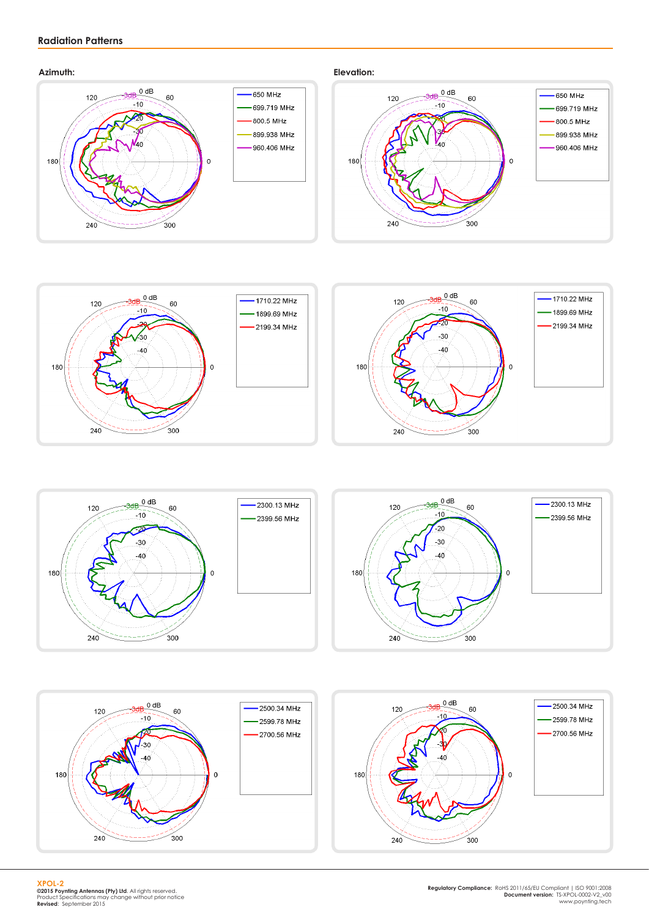## Radiation Patterns

### Azimuth:

650 MHz
699.719 MHz
800.5 MHz
899.938 MHz
960.406 MHz

### Elevation:

650 MHz
699.719 MHz
800.5 MHz
899.938 MHz
960.406 MHz

1710.22 MHz
1899.69 MHz
2199.34 MHz

1710.22 MHz
1899.69 MHz
2199.34 MHz

2300.13 MHz
2399.56 MHz

2300.13 MHz
2399.56 MHz

2500.34 MHz
2599.78 MHz
2700.56 MHz

2500.34 MHz
2599.78 MHz
2700.56 MHz

**XPOL-2**
**©2015 Poynting Antennas (Pty) Ltd.** All rights reserved.
Product Specifications may change without prior notice
**Revised**: September 2015

**Regulatory Compliance:** RoHS 2011/65/EU Compliant | ISO 9001:2008
**Document version:** TS-XPOL-0002-V2_v00
www.poynting.tech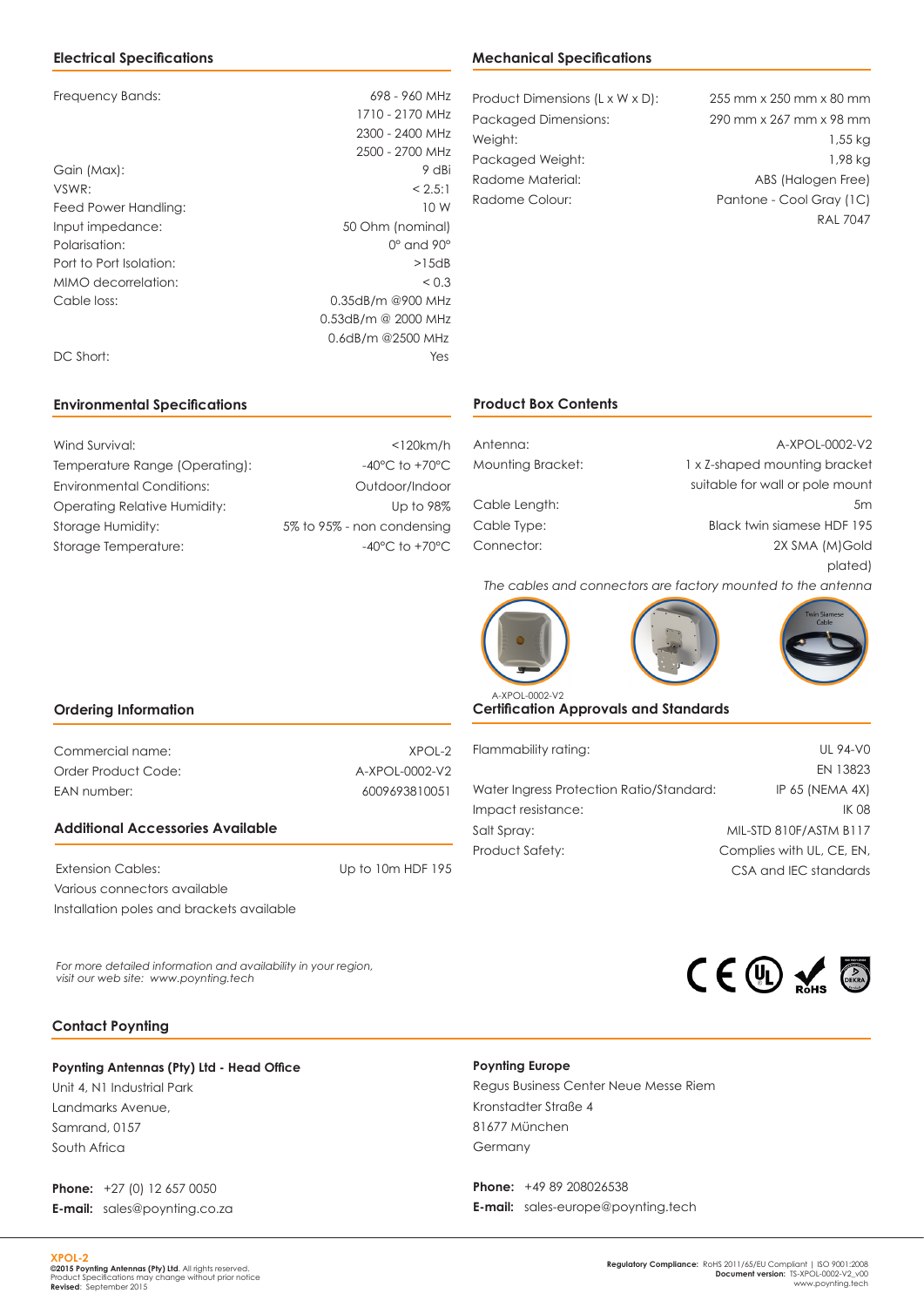## Electrical Specifications

| | |
|---|---|
| Frequency Bands: | 698 - 960 MHz<br>1710 - 2170 MHz<br>2300 - 2400 MHz<br>2500 - 2700 MHz |
| Gain (Max): | 9 dBi |
| VSWR: | < 2.5:1 |
| Feed Power Handling: | 10 W |
| Input impedance: | 50 Ohm (nominal) |
| Polarisation: | 0° and 90° |
| Port to Port Isolation: | >15dB |
| MIMO decorrelation: | < 0.3 |
| Cable loss: | 0.35dB/m @900 MHz<br>0.53dB/m @ 2000 MHz<br>0.6dB/m @2500 MHz |
| DC Short: | Yes |

## Mechanical Specifications

| | |
|---|---|
| Product Dimensions (L x W x D): | 255 mm x 250 mm x 80 mm |
| Packaged Dimensions: | 290 mm x 267 mm x 98 mm |
| Weight: | 1,55 kg |
| Packaged Weight: | 1,98 kg |
| Radome Material: | ABS (Halogen Free) |
| Radome Colour: | Pantone - Cool Gray (1C)<br>RAL 7047 |

## Environmental Specifications

| | |
|---|---|
| Wind Survival: | <120km/h |
| Temperature Range (Operating): | -40°C to +70°C |
| Environmental Conditions: | Outdoor/Indoor |
| Operating Relative Humidity: | Up to 98% |
| Storage Humidity: | 5% to 95% - non condensing |
| Storage Temperature: | -40°C to +70°C |

## Product Box Contents

| | |
|---|---|
| Antenna: | A-XPOL-0002-V2 |
| Mounting Bracket: | 1 x Z-shaped mounting bracket suitable for wall or pole mount |
| Cable Length: | 5m |
| Cable Type: | Black twin siamese HDF 195 |
| Connector: | 2X SMA (M)Gold plated) |

*The cables and connectors are factory mounted to the antenna*

A-XPOL-0002-V2

Twin Siamese Cable

## Ordering Information

| | |
|---|---|
| Commercial name: | XPOL-2 |
| Order Product Code: | A-XPOL-0002-V2 |
| EAN number: | 6009693810051 |

## Additional Accessories Available

| | |
|---|---|
| Extension Cables: | Up to 10m HDF 195 |

Various connectors available

Installation poles and brackets available

## Certification Approvals and Standards

| | |
|---|---|
| Flammability rating: | UL 94-V0<br>EN 13823 |
| Water Ingress Protection Ratio/Standard: | IP 65 (NEMA 4X) |
| Impact resistance: | IK 08 |
| Salt Spray: | MIL-STD 810F/ASTM B117 |
| Product Safety: | Complies with UL, CE, EN, CSA and IEC standards |

*For more detailed information and availability in your region, visit our web site: www.poynting.tech*

## Contact Poynting

**Poynting Antennas (Pty) Ltd - Head Office**
Unit 4, N1 Industrial Park
Landmarks Avenue,
Samrand, 0157
South Africa

**Phone:** +27 (0) 12 657 0050
**E-mail:** sales@poynting.co.za

**Poynting Europe**
Regus Business Center Neue Messe Riem
Kronstadter Straße 4
81677 München
Germany

**Phone:** +49 89 208026538
**E-mail:** sales-europe@poynting.tech

**XPOL-2**
**©2015 Poynting Antennas (Pty) Ltd.** All rights reserved.
Product Specifications may change without prior notice
**Revised**: September 2015

**Regulatory Compliance:** RoHS 2011/65/EU Compliant | ISO 9001:2008
**Document version:** TS-XPOL-0002-V2_v00
www.poynting.tech